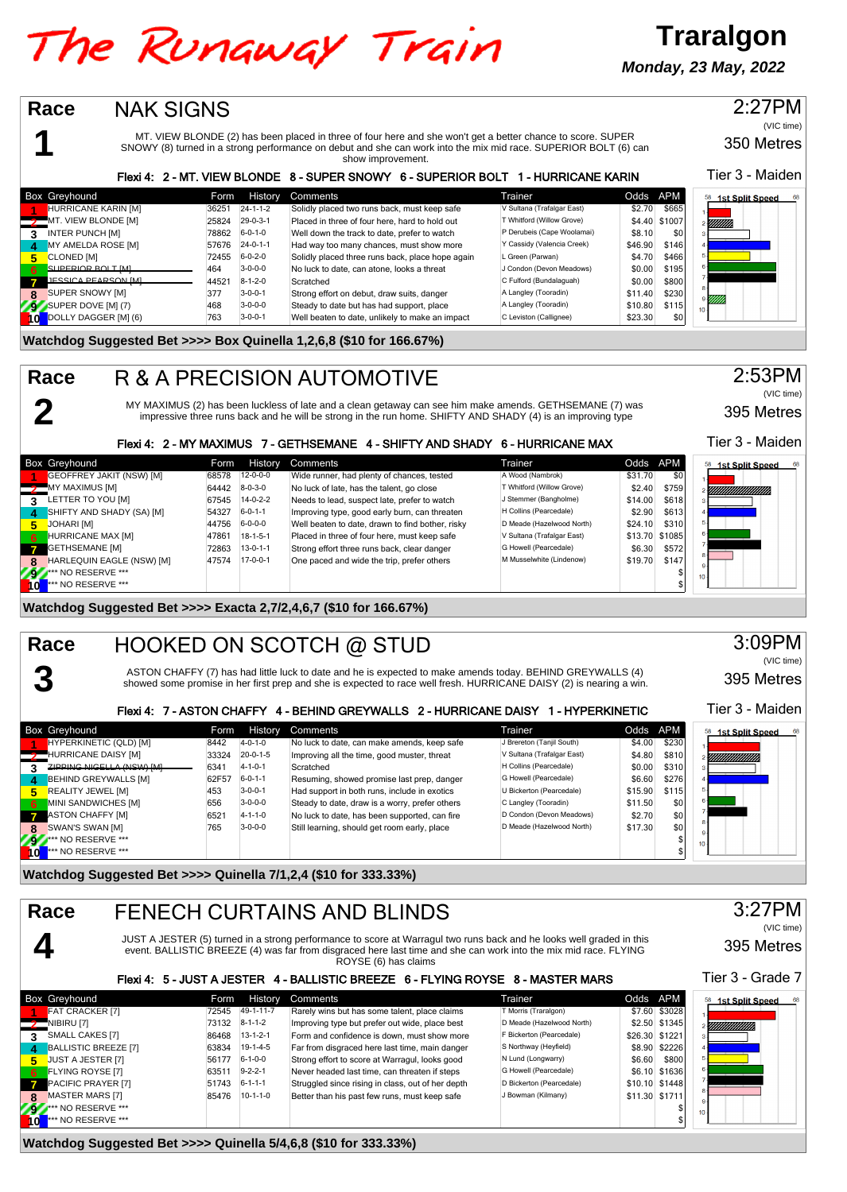# The Runaway Train

## Traralgon

***Monday, 23 May, 2022***

## Race 1 — NAK SIGNS

**2:27PM** (VIC time)
350 Metres
Tier 3 - Maiden

MT. VIEW BLONDE (2) has been placed in three of four here and she won't get a better chance to score. SUPER SNOWY (8) turned in a strong performance on debut and she can work into the mix mid race. SUPERIOR BOLT (6) can show improvement.

**Flexi 4: 2 - MT. VIEW BLONDE 8 - SUPER SNOWY 6 - SUPERIOR BOLT 1 - HURRICANE KARIN**

| Box | Greyhound | Form | History | Comments | Trainer | Odds | APM |
|---|---|---|---|---|---|---|---|
| 1 | HURRICANE KARIN [M] | 36251 | 24-1-1-2 | Solidly placed two runs back, must keep safe | V Sultana (Trafalgar East) | $2.70 | $665 |
| 2 | MT. VIEW BLONDE [M] | 25824 | 29-0-3-1 | Placed in three of four here, hard to hold out | T Whitford (Willow Grove) | $4.40 | $1007 |
| 3 | INTER PUNCH [M] | 78862 | 6-0-1-0 | Well down the track to date, prefer to watch | P Derubeis (Cape Woolamai) | $8.10 | $0 |
| 4 | MY AMELDA ROSE [M] | 57676 | 24-0-1-1 | Had way too many chances, must show more | Y Cassidy (Valencia Creek) | $46.90 | $146 |
| 5 | CLONED [M] | 72455 | 6-0-2-0 | Solidly placed three runs back, place hope again | L Green (Parwan) | $4.70 | $466 |
| 6 | ~~SUPERIOR BOLT [M]~~ | 464 | 3-0-0-0 | No luck to date, can atone, looks a threat | J Condon (Devon Meadows) | $0.00 | $195 |
| 7 | ~~JESSICA PEARSON [M]~~ | 44521 | 8-1-2-0 | Scratched | C Fulford (Bundalaguah) | $0.00 | $800 |
| 8 | SUPER SNOWY [M] | 377 | 3-0-0-1 | Strong effort on debut, draw suits, danger | A Langley (Tooradin) | $11.40 | $230 |
| 9 | SUPER DOVE [M] (7) | 468 | 3-0-0-0 | Steady to date but has had support, place | A Langley (Tooradin) | $10.80 | $115 |
| 10 | DOLLY DAGGER [M] (6) | 763 | 3-0-0-1 | Well beaten to date, unlikely to make an impact | C Leviston (Calligniee) | $23.30 | $0 |

**Watchdog Suggested Bet >>>> Box Quinella 1,2,6,8 ($10 for 166.67%)**

## Race 2 — R & A PRECISION AUTOMOTIVE

**2:53PM** (VIC time)
395 Metres
Tier 3 - Maiden

MY MAXIMUS (2) has been luckless of late and a clean getaway can see him make amends. GETHSEMANE (7) was impressive three runs back and he will be strong in the run home. SHIFTY AND SHADY (4) is an improving type

**Flexi 4: 2 - MY MAXIMUS 7 - GETHSEMANE 4 - SHIFTY AND SHADY 6 - HURRICANE MAX**

| Box | Greyhound | Form | History | Comments | Trainer | Odds | APM |
|---|---|---|---|---|---|---|---|
| 1 | GEOFFREY JAKIT (NSW) [M] | 68578 | 12-0-0-0 | Wide runner, had plenty of chances, tested | A Wood (Nambrok) | $31.70 | $0 |
| 2 | MY MAXIMUS [M] | 64442 | 8-0-3-0 | No luck of late, has the talent, go close | T Whitford (Willow Grove) | $2.40 | $759 |
| 3 | LETTER TO YOU [M] | 67545 | 14-0-2-2 | Needs to lead, suspect late, prefer to watch | J Stemmer (Bangholme) | $14.00 | $618 |
| 4 | SHIFTY AND SHADY (SA) [M] | 54327 | 6-0-1-1 | Improving type, good early burn, can threaten | H Collins (Pearcedale) | $2.90 | $613 |
| 5 | JOHARI [M] | 44756 | 6-0-0-0 | Well beaten to date, drawn to find bother, risky | D Meade (Hazelwood North) | $24.10 | $310 |
| 6 | HURRICANE MAX [M] | 47861 | 18-1-5-1 | Placed in three of four here, keep safe | V Sultana (Trafalgar East) | $13.70 | $1085 |
| 7 | GETHSEMANE [M] | 72863 | 13-0-1-1 | Strong effort three runs back, clear danger | G Howell (Pearcedale) | $6.30 | $572 |
| 8 | HARLEQUIN EAGLE (NSW) [M] | 47574 | 17-0-0-1 | One paced and wide the trip, prefer others | M Musselwhite (Lindenow) | $19.70 | $147 |
| 9 | *** NO RESERVE *** | | | | | | $ |
| 10 | *** NO RESERVE *** | | | | | | $ |

**Watchdog Suggested Bet >>>> Exacta 2,7/2,4,6,7 ($10 for 166.67%)**

## Race 3 — HOOKED ON SCOTCH @ STUD

**3:09PM** (VIC time)
395 Metres
Tier 3 - Maiden

ASTON CHAFFY (7) has had little luck to date and he is expected to make amends today. BEHIND GREYWALLS (4) showed some promise in her first prep and she is expected to race well fresh. HURRICANE DAISY (2) is nearing a win.

**Flexi 4: 7 - ASTON CHAFFY 4 - BEHIND GREYWALLS 2 - HURRICANE DAISY 1 - HYPERKINETIC**

| Box | Greyhound | Form | History | Comments | Trainer | Odds | APM |
|---|---|---|---|---|---|---|---|
| 1 | HYPERKINETIC (QLD) [M] | 8442 | 4-0-1-0 | No luck to date, can make amends, keep safe | J Brereton (Tanjil South) | $4.00 | $230 |
| 2 | HURRICANE DAISY [M] | 33324 | 20-0-1-5 | Improving all the time, good muster, threat | V Sultana (Trafalgar East) | $4.80 | $810 |
| 3 | ~~ZIPPING NIGELLA (NSW) [M]~~ | 6341 | 4-1-0-1 | Scratched | H Collins (Pearcedale) | $0.00 | $310 |
| 4 | BEHIND GREYWALLS [M] | 62F57 | 6-0-1-1 | Resuming, showed promise last prep, danger | G Howell (Pearcedale) | $6.60 | $276 |
| 5 | REALITY JEWEL [M] | 453 | 3-0-0-1 | Had support in both runs, include in exotics | U Bickerton (Pearcedale) | $15.90 | $115 |
| 6 | MINI SANDWICHES [M] | 656 | 3-0-0-0 | Steady to date, draw is a worry, prefer others | C Langley (Tooradin) | $11.50 | $0 |
| 7 | ASTON CHAFFY [M] | 6521 | 4-1-1-0 | No luck to date, has been supported, can fire | D Condon (Devon Meadows) | $2.70 | $0 |
| 8 | SWAN'S SWAN [M] | 765 | 3-0-0-0 | Still learning, should get room early, place | D Meade (Hazelwood North) | $17.30 | $0 |
| 9 | *** NO RESERVE *** | | | | | | $ |
| 10 | *** NO RESERVE *** | | | | | | $ |

**Watchdog Suggested Bet >>>> Quinella 7/1,2,4 ($10 for 333.33%)**

## Race 4 — FENECH CURTAINS AND BLINDS

**3:27PM** (VIC time)
395 Metres
Tier 3 - Grade 7

JUST A JESTER (5) turned in a strong performance to score at Warragul two runs back and he looks well graded in this event. BALLISTIC BREEZE (4) was far from disgraced here last time and she can work into the mix mid race. FLYING ROYSE (6) has claims

**Flexi 4: 5 - JUST A JESTER 4 - BALLISTIC BREEZE 6 - FLYING ROYSE 8 - MASTER MARS**

| Box | Greyhound | Form | History | Comments | Trainer | Odds | APM |
|---|---|---|---|---|---|---|---|
| 1 | FAT CRACKER [7] | 72545 | 49-1-11-7 | Rarely wins but has some talent, place claims | T Morris (Traralgon) | $7.60 | $3028 |
| 2 | NIBIRU [7] | 73132 | 8-1-1-2 | Improving type but prefer out wide, place best | D Meade (Hazelwood North) | $2.50 | $1345 |
| 3 | SMALL CAKES [7] | 86468 | 13-1-2-1 | Form and confidence is down, must show more | F Bickerton (Pearcedale) | $26.30 | $1221 |
| 4 | BALLISTIC BREEZE [7] | 63834 | 19-1-4-5 | Far from disgraced here last time, main danger | S Northway (Heyfield) | $8.90 | $2226 |
| 5 | JUST A JESTER [7] | 56177 | 6-1-0-0 | Strong effort to score at Warragul, looks good | N Lund (Longwarry) | $6.60 | $800 |
| 6 | FLYING ROYSE [7] | 63511 | 9-2-2-1 | Never headed last time, can threaten if steps | G Howell (Pearcedale) | $6.10 | $1636 |
| 7 | PACIFIC PRAYER [7] | 51743 | 6-1-1-1 | Struggled since rising in class, out of her depth | D Bickerton (Pearcedale) | $10.10 | $1448 |
| 8 | MASTER MARS [7] | 85476 | 10-1-1-0 | Better than his past few runs, must keep safe | J Bowman (Kilmany) | $11.30 | $1711 |
| 9 | *** NO RESERVE *** | | | | | | $ |
| 10 | *** NO RESERVE *** | | | | | | $ |

**Watchdog Suggested Bet >>>> Quinella 5/4,6,8 ($10 for 333.33%)**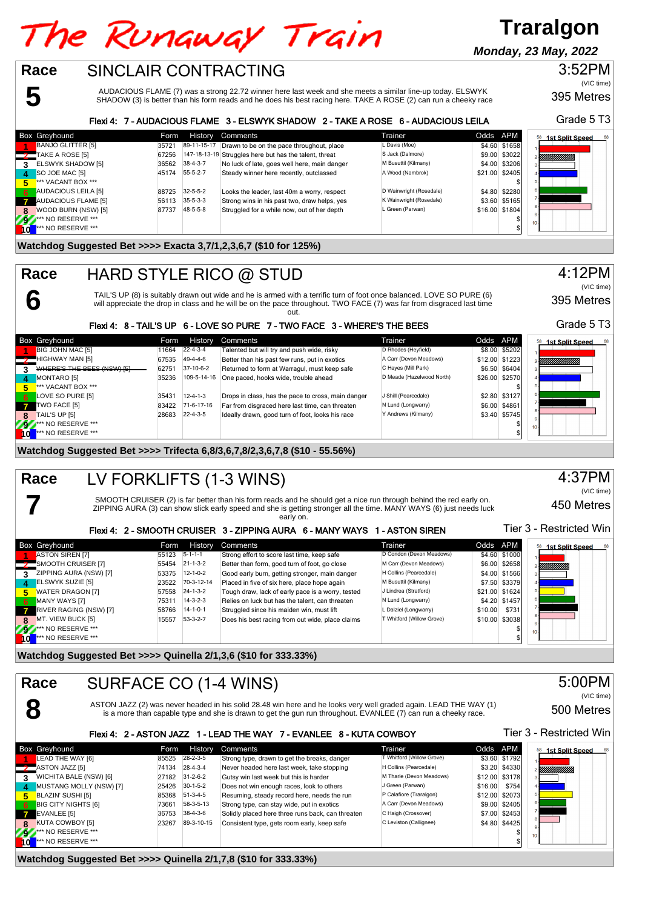# The Runaway Train

**Traralgon**

***Monday, 23 May, 2022***

## Race 5 — SINCLAIR CONTRACTING

**3:52PM** (VIC time)
395 Metres
Grade 5 T3

AUDACIOUS FLAME (7) was a strong 22.72 winner here last week and she meets a similar line-up today. ELSWYK SHADOW (3) is better than his form reads and he does his best racing here. TAKE A ROSE (2) can run a cheeky race

**Flexi 4: 7 - AUDACIOUS FLAME 3 - ELSWYK SHADOW 2 - TAKE A ROSE 6 - AUDACIOUS LEILA**

| Box | Greyhound | Form | History | Comments | Trainer | Odds | APM |
|---|---|---|---|---|---|---|---|
| 1 | BANJO GLITTER [5] | 35721 | 89-11-15-17 | Drawn to be on the pace throughout, place | L Davis (Moe) | $4.60 | $1658 |
| 2 | TAKE A ROSE [5] | 67256 | 147-18-13-19 | Struggles here but has the talent, threat | S Jack (Dalmore) | $9.00 | $3022 |
| 3 | ELSWYK SHADOW [5] | 36562 | 38-4-3-7 | No luck of late, goes well here, main danger | M Busuttil (Kilmany) | $4.00 | $3206 |
| 4 | SO JOE MAC [5] | 45174 | 55-5-2-7 | Steady winner here recently, outclassed | A Wood (Nambrok) | $21.00 | $2405 |
| 5 | *** VACANT BOX *** | | | | | | $ |
| 6 | AUDACIOUS LEILA [5] | 88725 | 32-5-5-2 | Looks the leader, last 40m a worry, respect | D Wainwright (Rosedale) | $4.80 | $2280 |
| 7 | AUDACIOUS FLAME [5] | 56113 | 35-5-3-3 | Strong wins in his past two, draw helps, yes | K Wainwright (Rosedale) | $3.60 | $5165 |
| 8 | WOOD BURN (NSW) [5] | 87737 | 48-5-5-8 | Struggled for a while now, out of her depth | L Green (Parwan) | $16.00 | $1804 |
| 9 | *** NO RESERVE *** | | | | | | $ |
| 10 | *** NO RESERVE *** | | | | | | $ |

**Watchdog Suggested Bet >>>> Exacta 3,7/1,2,3,6,7 ($10 for 125%)**

## Race 6 — HARD STYLE RICO @ STUD

**4:12PM** (VIC time)
395 Metres
Grade 5 T3

TAIL'S UP (8) is suitably drawn out wide and he is armed with a terrific turn of foot once balanced. LOVE SO PURE (6) will appreciate the drop in class and he will be on the pace throughout. TWO FACE (7) was far from disgraced last time out.

**Flexi 4: 8 - TAIL'S UP 6 - LOVE SO PURE 7 - TWO FACE 3 - WHERE'S THE BEES**

| Box | Greyhound | Form | History | Comments | Trainer | Odds | APM |
|---|---|---|---|---|---|---|---|
| 1 | BIG JOHN MAC [5] | 11664 | 22-4-3-4 | Talented but will try and push wide, risky | D Rhodes (Heyfield) | $8.00 | $5202 |
| 2 | HIGHWAY MAN [5] | 67535 | 49-4-4-6 | Better than his past few runs, put in exotics | A Carr (Devon Meadows) | $12.00 | $1223 |
| 3 | ~~WHERE'S THE BEES (NSW) [5]~~ | 62751 | 37-10-6-2 | Returned to form at Warragul, must keep safe | C Hayes (Mill Park) | $6.50 | $6404 |
| 4 | MONTARO [5] | 35236 | 109-5-14-16 | One paced, hooks wide, trouble ahead | D Meade (Hazelwood North) | $26.00 | $2570 |
| 5 | *** VACANT BOX *** | | | | | | $ |
| 6 | LOVE SO PURE [5] | 35431 | 12-4-1-3 | Drops in class, has the pace to cross, main danger | J Shill (Pearcedale) | $2.80 | $3127 |
| 7 | TWO FACE [5] | 83422 | 71-6-17-16 | Far from disgraced here last time, can threaten | N Lund (Longwarry) | $6.00 | $4861 |
| 8 | TAIL'S UP [5] | 28683 | 22-4-3-5 | Ideally drawn, good turn of foot, looks his race | Y Andrews (Kilmany) | $3.40 | $5745 |
| 9 | *** NO RESERVE *** | | | | | | $ |
| 10 | *** NO RESERVE *** | | | | | | $ |

**Watchdog Suggested Bet >>>> Trifecta 6,8/3,6,7,8/2,3,6,7,8 ($10 - 55.56%)**

## Race 7 — LV FORKLIFTS (1-3 WINS)

**4:37PM** (VIC time)
450 Metres
Tier 3 - Restricted Win

SMOOTH CRUISER (2) is far better than his form reads and he should get a nice run through behind the red early on. ZIPPING AURA (3) can show slick early speed and she is getting stronger all the time. MANY WAYS (6) just needs luck early on.

**Flexi 4: 2 - SMOOTH CRUISER 3 - ZIPPING AURA 6 - MANY WAYS 1 - ASTON SIREN**

| Box | Greyhound | Form | History | Comments | Trainer | Odds | APM |
|---|---|---|---|---|---|---|---|
| 1 | ASTON SIREN [7] | 55123 | 5-1-1-1 | Strong effort to score last time, keep safe | D Condon (Devon Meadows) | $4.60 | $1000 |
| 2 | SMOOTH CRUISER [7] | 55454 | 21-1-3-2 | Better than form, good turn of foot, go close | M Carr (Devon Meadows) | $6.00 | $2658 |
| 3 | ZIPPING AURA (NSW) [7] | 53375 | 12-1-0-2 | Good early burn, getting stronger, main danger | H Collins (Pearcedale) | $4.00 | $1566 |
| 4 | ELSWYK SUZIE [5] | 23522 | 70-3-12-14 | Placed in five of six here, place hope again | M Busuttil (Kilmany) | $7.50 | $3379 |
| 5 | WATER DRAGON [7] | 57558 | 24-1-3-2 | Tough draw, lack of early pace is a worry, tested | J Lindrea (Stratford) | $21.00 | $1624 |
| 6 | MANY WAYS [7] | 75311 | 14-3-2-3 | Relies on luck but has the talent, can threaten | N Lund (Longwarry) | $4.20 | $1457 |
| 7 | RIVER RAGING (NSW) [7] | 58766 | 14-1-0-1 | Struggled since his maiden win, must lift | L Dalziel (Longwarry) | $10.00 | $731 |
| 8 | MT. VIEW BUCK [5] | 15557 | 53-3-2-7 | Does his best racing from out wide, place claims | T Whitford (Willow Grove) | $10.00 | $3038 |
| 9 | *** NO RESERVE *** | | | | | | $ |
| 10 | *** NO RESERVE *** | | | | | | $ |

**Watchdog Suggested Bet >>>> Quinella 2/1,3,6 ($10 for 333.33%)**

## Race 8 — SURFACE CO (1-4 WINS)

**5:00PM** (VIC time)
500 Metres
Tier 3 - Restricted Win

ASTON JAZZ (2) was never headed in his solid 28.48 win here and he looks very well graded again. LEAD THE WAY (1) is a more than capable type and she is drawn to get the gun run throughout. EVANLEE (7) can run a cheeky race.

**Flexi 4: 2 - ASTON JAZZ 1 - LEAD THE WAY 7 - EVANLEE 8 - KUTA COWBOY**

| Box | Greyhound | Form | History | Comments | Trainer | Odds | APM |
|---|---|---|---|---|---|---|---|
| 1 | LEAD THE WAY [6] | 85525 | 28-2-3-5 | Strong type, drawn to get the breaks, danger | T Whitford (Willow Grove) | $3.60 | $1792 |
| 2 | ASTON JAZZ [5] | 74134 | 28-4-3-4 | Never headed here last week, take stopping | H Collins (Pearcedale) | $3.20 | $4330 |
| 3 | WICHITA BALE (NSW) [6] | 27182 | 31-2-6-2 | Gutsy win last week but this is harder | M Tharle (Devon Meadows) | $12.00 | $3178 |
| 4 | MUSTANG MOLLY (NSW) [7] | 25426 | 30-1-5-2 | Does not win enough races, look to others | J Green (Parwan) | $16.00 | $754 |
| 5 | BLAZIN' SUSHI [5] | 85368 | 51-3-4-5 | Resuming, steady record here, needs the run | P Calafiore (Traralgon) | $12.00 | $2073 |
| 6 | BIG CITY NIGHTS [6] | 73661 | 58-3-5-13 | Strong type, can stay wide, put in exotics | A Carr (Devon Meadows) | $9.00 | $2405 |
| 7 | EVANLEE [5] | 36753 | 38-4-3-6 | Solidly placed here three runs back, can threaten | C Haigh (Crossover) | $7.00 | $2453 |
| 8 | KUTA COWBOY [5] | 23267 | 89-3-10-15 | Consistent type, gets room early, keep safe | C Leviston (Calignee) | $4.80 | $4425 |
| 9 | *** NO RESERVE *** | | | | | | $ |
| 10 | *** NO RESERVE *** | | | | | | $ |

**Watchdog Suggested Bet >>>> Quinella 2/1,7,8 ($10 for 333.33%)**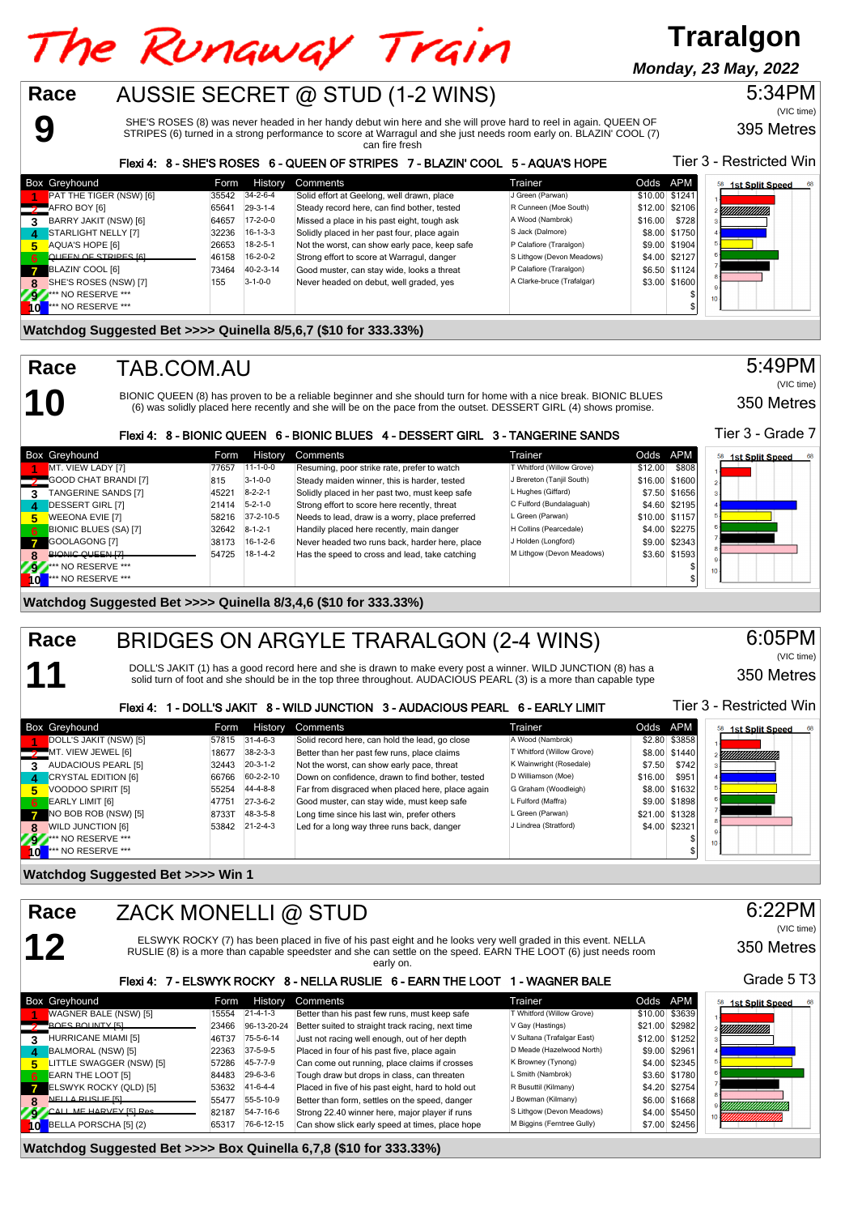# The Runaway Train

**Traralgon**

***Monday, 23 May, 2022***

## Race 9 — AUSSIE SECRET @ STUD (1-2 WINS)

5:34PM (VIC time)

395 Metres

Tier 3 - Restricted Win

SHE'S ROSES (8) was never headed in her handy debut win here and she will prove hard to reel in again. QUEEN OF STRIPES (6) turned in a strong performance to score at Warragul and she just needs room early on. BLAZIN' COOL (7) can fire fresh

**Flexi 4: 8 - SHE'S ROSES 6 - QUEEN OF STRIPES 7 - BLAZIN' COOL 5 - AQUA'S HOPE**

| Box | Greyhound | Form | History | Comments | Trainer | Odds | APM |
|---|---|---|---|---|---|---|---|
| 1 | PAT THE TIGER (NSW) [6] | 35542 | 34-2-6-4 | Solid effort at Geelong, well drawn, place | J Green (Parwan) | $10.00 | $1241 |
| 2 | AFRO BOY [6] | 65641 | 29-3-1-4 | Steady record here, can find bother, tested | R Cunneen (Moe South) | $12.00 | $2106 |
| 3 | BARRY JAKIT (NSW) [6] | 64657 | 17-2-0-0 | Missed a place in his past eight, tough ask | A Wood (Nambrok) | $16.00 | $728 |
| 4 | STARLIGHT NELLY [7] | 32236 | 16-1-3-3 | Solidly placed in her past four, place again | S Jack (Dalmore) | $8.00 | $1750 |
| 5 | AQUA'S HOPE [6] | 26653 | 18-2-5-1 | Not the worst, can show early pace, keep safe | P Calafiore (Traralgon) | $9.00 | $1904 |
| 6 | QUEEN OF STRIPES [6] | 46158 | 16-2-0-2 | Strong effort to score at Warragul, danger | S Lithgow (Devon Meadows) | $4.00 | $2127 |
| 7 | BLAZIN' COOL [6] | 73464 | 40-2-3-14 | Good muster, can stay wide, looks a threat | P Calafiore (Traralgon) | $6.50 | $1124 |
| 8 | SHE'S ROSES (NSW) [7] | 155 | 3-1-0-0 | Never headed on debut, well graded, yes | A Clarke-bruce (Trafalgar) | $3.00 | $1600 |
| 9 | *** NO RESERVE *** | | | | | $ | |
| 10 | *** NO RESERVE *** | | | | | $ | |

**Watchdog Suggested Bet >>>> Quinella 8/5,6,7 ($10 for 333.33%)**

## Race 10 — TAB.COM.AU

5:49PM (VIC time)

350 Metres

Tier 3 - Grade 7

BIONIC QUEEN (8) has proven to be a reliable beginner and she should turn for home with a nice break. BIONIC BLUES (6) was solidly placed here recently and she will be on the pace from the outset. DESSERT GIRL (4) shows promise.

**Flexi 4: 8 - BIONIC QUEEN 6 - BIONIC BLUES 4 - DESSERT GIRL 3 - TANGERINE SANDS**

| Box | Greyhound | Form | History | Comments | Trainer | Odds | APM |
|---|---|---|---|---|---|---|---|
| 1 | MT. VIEW LADY [7] | 77657 | 11-1-0-0 | Resuming, poor strike rate, prefer to watch | T Whitford (Willow Grove) | $12.00 | $808 |
| 2 | GOOD CHAT BRANDI [7] | 815 | 3-1-0-0 | Steady maiden winner, this is harder, tested | J Brereton (Tanjil South) | $16.00 | $1600 |
| 3 | TANGERINE SANDS [7] | 45221 | 8-2-2-1 | Solidly placed in her past two, must keep safe | L Hughes (Gifford) | $7.50 | $1656 |
| 4 | DESSERT GIRL [7] | 21414 | 5-2-1-0 | Strong effort to score here recently, threat | C Fulford (Bundalaguah) | $4.60 | $2195 |
| 5 | WEEONA EVIE [7] | 58216 | 37-2-10-5 | Needs to lead, draw is a worry, place preferred | L Green (Parwan) | $10.00 | $1157 |
| 6 | BIONIC BLUES (SA) [7] | 32642 | 8-1-2-1 | Handily placed here recently, main danger | H Collins (Pearcedale) | $4.00 | $2275 |
| 7 | GOOLAGONG [7] | 38173 | 16-1-2-6 | Never headed two runs back, harder here, place | J Holden (Longford) | $9.00 | $2343 |
| 8 | BIONIC QUEEN [7] | 54725 | 18-1-4-2 | Has the speed to cross and lead, take catching | M Lithgow (Devon Meadows) | $3.60 | $1593 |
| 9 | *** NO RESERVE *** | | | | | $ | |
| 10 | *** NO RESERVE *** | | | | | $ | |

**Watchdog Suggested Bet >>>> Quinella 8/3,4,6 ($10 for 333.33%)**

## Race 11 — BRIDGES ON ARGYLE TRARALGON (2-4 WINS)

6:05PM (VIC time)

350 Metres

Tier 3 - Restricted Win

DOLL'S JAKIT (1) has a good record here and she is drawn to make every post a winner. WILD JUNCTION (8) has a solid turn of foot and she should be in the top three throughout. AUDACIOUS PEARL (3) is a more than capable type

**Flexi 4: 1 - DOLL'S JAKIT 8 - WILD JUNCTION 3 - AUDACIOUS PEARL 6 - EARLY LIMIT**

| Box | Greyhound | Form | History | Comments | Trainer | Odds | APM |
|---|---|---|---|---|---|---|---|
| 1 | DOLL'S JAKIT (NSW) [5] | 57815 | 31-4-6-3 | Solid record here, can hold the lead, go close | A Wood (Nambrok) | $2.80 | $3858 |
| 2 | MT. VIEW JEWEL [6] | 18677 | 38-2-3-3 | Better than her past few runs, place claims | T Whitford (Willow Grove) | $8.00 | $1440 |
| 3 | AUDACIOUS PEARL [5] | 32443 | 20-3-1-2 | Not the worst, can show early pace, threat | K Wainwright (Rosedale) | $7.50 | $742 |
| 4 | CRYSTAL EDITION [6] | 66766 | 60-2-2-10 | Down on confidence, drawn to find bother, tested | D Williamson (Moe) | $16.00 | $951 |
| 5 | VOODOO SPIRIT [5] | 55254 | 44-4-8-8 | Far from disgraced when placed here, place again | G Graham (Woodleigh) | $8.00 | $1632 |
| 6 | EARLY LIMIT [6] | 47751 | 27-3-6-2 | Good muster, can stay wide, must keep safe | L Fulford (Maffra) | $9.00 | $1898 |
| 7 | NO BOB ROB (NSW) [5] | 8733T | 48-3-5-8 | Long time since his last win, prefer others | L Green (Parwan) | $21.00 | $1328 |
| 8 | WILD JUNCTION [6] | 53842 | 21-2-4-3 | Led for a long way three runs back, danger | J Lindrea (Stratford) | $4.00 | $2321 |
| 9 | *** NO RESERVE *** | | | | | $ | |
| 10 | *** NO RESERVE *** | | | | | $ | |

**Watchdog Suggested Bet >>>> Win 1**

## Race 12 — ZACK MONELLI @ STUD

6:22PM (VIC time)

350 Metres

Grade 5 T3

ELSWYK ROCKY (7) has been placed in five of his past eight and he looks very well graded in this event. NELLA RUSLIE (8) is a more than capable speedster and she can settle on the speed. EARN THE LOOT (6) just needs room early on.

**Flexi 4: 7 - ELSWYK ROCKY 8 - NELLA RUSLIE 6 - EARN THE LOOT 1 - WAGNER BALE**

| Box | Greyhound | Form | History | Comments | Trainer | Odds | APM |
|---|---|---|---|---|---|---|---|
| 1 | WAGNER BALE (NSW) [5] | 15554 | 21-4-1-3 | Better than his past few runs, must keep safe | T Whitford (Willow Grove) | $10.00 | $3639 |
| 2 | BOES BOUNTY [5] | 23466 | 96-13-20-24 | Better suited to straight track racing, next time | V Gay (Hastings) | $21.00 | $2982 |
| 3 | HURRICANE MIAMI [5] | 46T37 | 75-5-6-14 | Just not racing well enough, out of her depth | V Sultana (Trafalgar East) | $12.00 | $1252 |
| 4 | BALMORAL (NSW) [5] | 22363 | 37-5-9-5 | Placed in four of his past five, place again | D Meade (Hazelwood North) | $9.00 | $2961 |
| 5 | LITTLE SWAGGER (NSW) [5] | 57286 | 45-7-7-9 | Can come out running, place claims if crosses | K Browney (Tynong) | $4.00 | $2345 |
| 6 | EARN THE LOOT [5] | 84483 | 29-6-3-6 | Tough draw but drops in class, can threaten | L Smith (Nambrok) | $3.60 | $1780 |
| 7 | ELSWYK ROCKY (QLD) [5] | 53632 | 41-6-4-4 | Placed in five of his past eight, hard to hold out | R Busuttil (Kilmany) | $4.20 | $2754 |
| 8 | NELLA RUSLIE [5] | 55477 | 55-5-10-9 | Better than form, settles on the speed, danger | J Bowman (Kilmany) | $6.00 | $1668 |
| 9 | CALL ME HARVEY [5] Res. | 82187 | 54-7-16-6 | Strong 22-20 winner here, major player if runs | S Lithgow (Devon Meadows) | $4.00 | $5450 |
| 10 | BELLA PORSCHA [5] (2) | 65317 | 76-12-15 | Can show slick early speed at times, place hope | M Biggins (Ferntree Gully) | $7.00 | $2456 |

**Watchdog Suggested Bet >>>> Box Quinella 6,7,8 ($10 for 333.33%)**